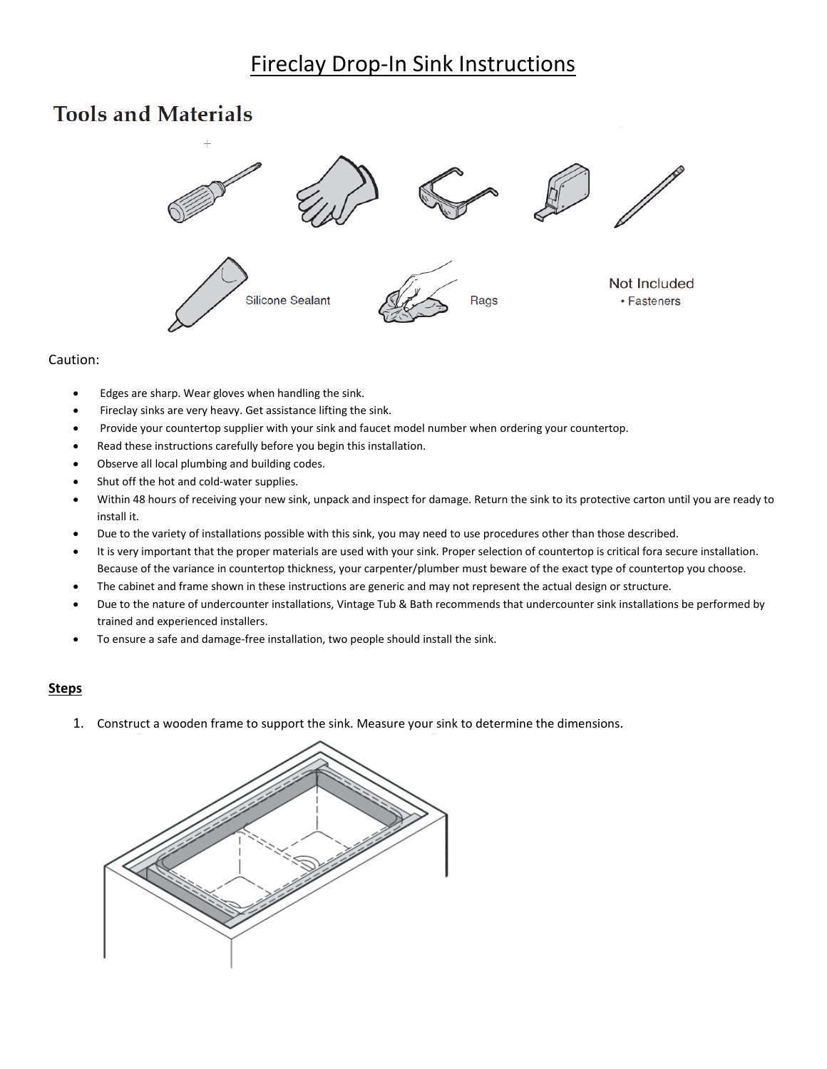# Fireclay Drop-In Sink Instructions

## Tools and Materials

Silicone Sealant

Rags

Not Included
• Fasteners

Caution:

- Edges are sharp. Wear gloves when handling the sink.
- Fireclay sinks are very heavy. Get assistance lifting the sink.
- Provide your countertop supplier with your sink and faucet model number when ordering your countertop.
- Read these instructions carefully before you begin this installation.
- Observe all local plumbing and building codes.
- Shut off the hot and cold-water supplies.
- Within 48 hours of receiving your new sink, unpack and inspect for damage. Return the sink to its protective carton until you are ready to install it.
- Due to the variety of installations possible with this sink, you may need to use procedures other than those described.
- It is very important that the proper materials are used with your sink. Proper selection of countertop is critical fora secure installation. Because of the variance in countertop thickness, your carpenter/plumber must beware of the exact type of countertop you choose.
- The cabinet and frame shown in these instructions are generic and may not represent the actual design or structure.
- Due to the nature of undercounter installations, Vintage Tub & Bath recommends that undercounter sink installations be performed by trained and experienced installers.
- To ensure a safe and damage-free installation, two people should install the sink.

**Steps**

1. Construct a wooden frame to support the sink. Measure your sink to determine the dimensions.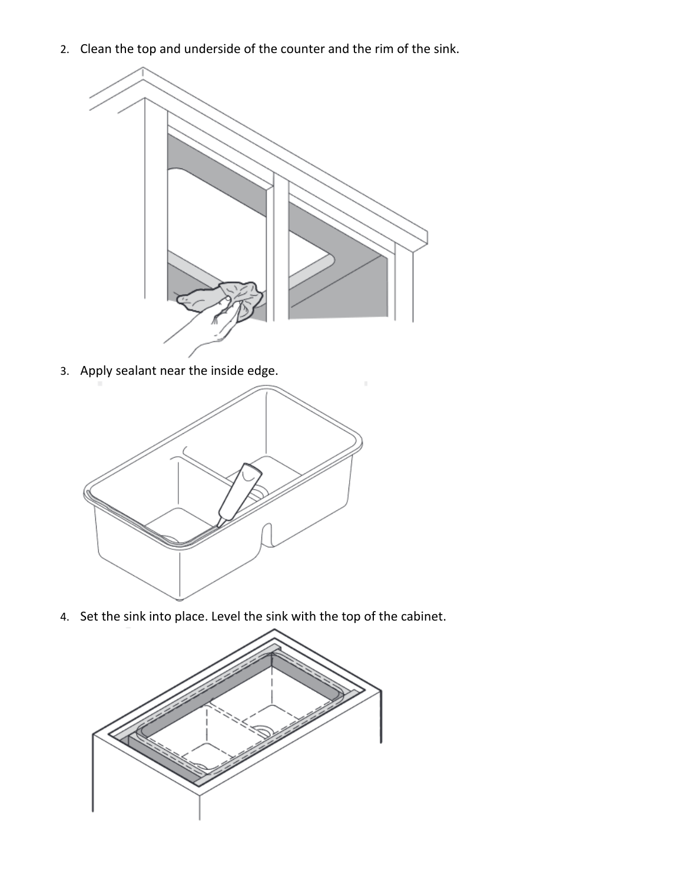2. Clean the top and underside of the counter and the rim of the sink.

3. Apply sealant near the inside edge.

4. Set the sink into place. Level the sink with the top of the cabinet.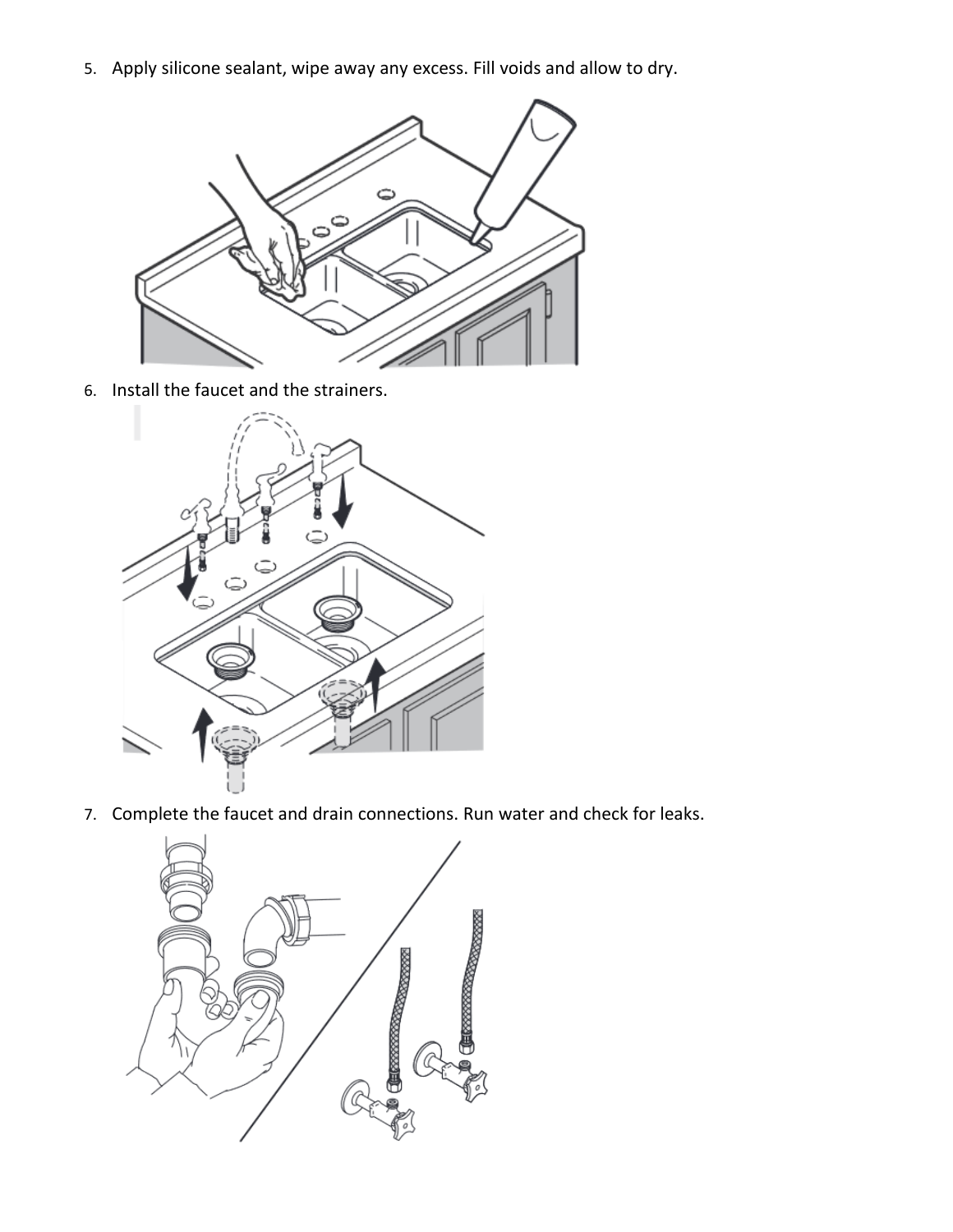5. Apply silicone sealant, wipe away any excess. Fill voids and allow to dry.

6. Install the faucet and the strainers.

7. Complete the faucet and drain connections. Run water and check for leaks.